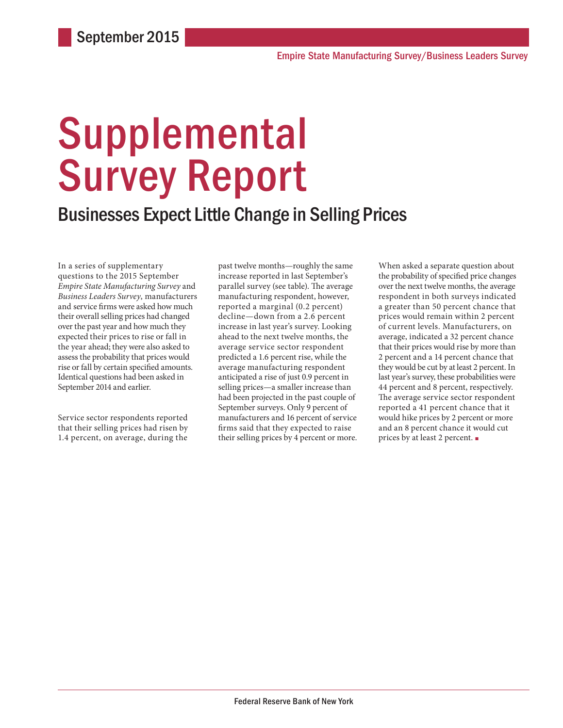September 2015

Empire State Manufacturing Survey/Business Leaders Survey

# Supplemental Survey Report

## Businesses Expect Little Change in Selling Prices

In a series of supplementary questions to the 2015 September *Empire State Manufacturing Survey* and *Business Leaders Survey*, manufacturers and service firms were asked how much their overall selling prices had changed over the past year and how much they expected their prices to rise or fall in the year ahead; they were also asked to assess the probability that prices would rise or fall by certain specified amounts. Identical questions had been asked in September 2014 and earlier.

Service sector respondents reported that their selling prices had risen by 1.4 percent, on average, during the past twelve months—roughly the same increase reported in last September's parallel survey (see table). The average manufacturing respondent, however, reported a marginal (0.2 percent) decline—down from a 2.6 percent increase in last year's survey. Looking ahead to the next twelve months, the average service sector respondent predicted a 1.6 percent rise, while the average manufacturing respondent anticipated a rise of just 0.9 percent in selling prices—a smaller increase than had been projected in the past couple of September surveys. Only 9 percent of manufacturers and 16 percent of service firms said that they expected to raise their selling prices by 4 percent or more.

When asked a separate question about the probability of specified price changes over the next twelve months, the average respondent in both surveys indicated a greater than 50 percent chance that prices would remain within 2 percent of current levels. Manufacturers, on average, indicated a 32 percent chance that their prices would rise by more than 2 percent and a 14 percent chance that they would be cut by at least 2 percent. In last year's survey, these probabilities were 44 percent and 8 percent, respectively. The average service sector respondent reported a 41 percent chance that it would hike prices by 2 percent or more and an 8 percent chance it would cut prices by at least 2 percent. ■

Federal Reserve Bank of New York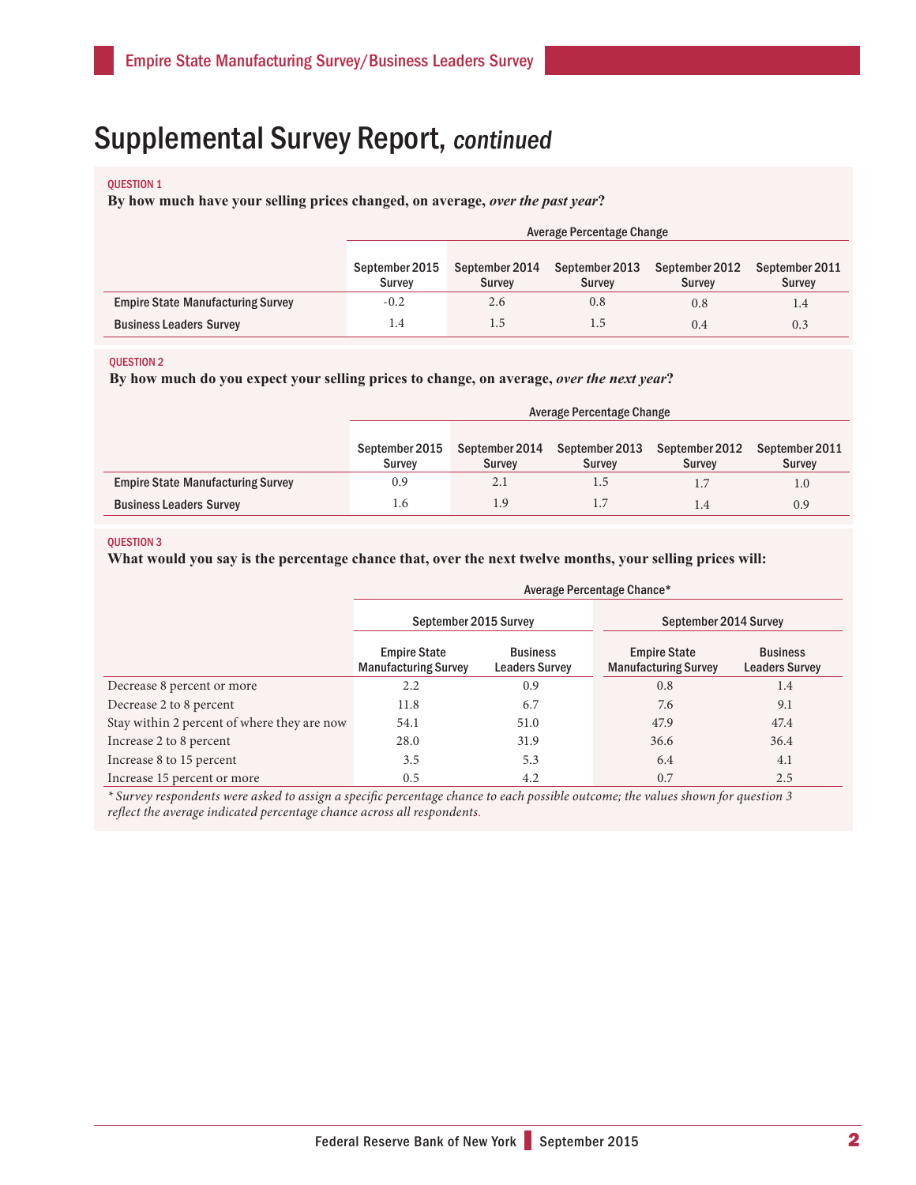# Supplemental Survey Report, *continued*

QUESTION 1

**By how much have your selling prices changed, on average, *over the past year*?**

| | Average Percentage Change | | | | |
|---|---|---|---|---|---|
| | September 2015 Survey | September 2014 Survey | September 2013 Survey | September 2012 Survey | September 2011 Survey |
| **Empire State Manufacturing Survey** | -0.2 | 2.6 | 0.8 | 0.8 | 1.4 |
| **Business Leaders Survey** | 1.4 | 1.5 | 1.5 | 0.4 | 0.3 |

QUESTION 2

**By how much do you expect your selling prices to change, on average, *over the next year*?**

| | Average Percentage Change | | | | |
|---|---|---|---|---|---|
| | September 2015 Survey | September 2014 Survey | September 2013 Survey | September 2012 Survey | September 2011 Survey |
| **Empire State Manufacturing Survey** | 0.9 | 2.1 | 1.5 | 1.7 | 1.0 |
| **Business Leaders Survey** | 1.6 | 1.9 | 1.7 | 1.4 | 0.9 |

QUESTION 3

**What would you say is the percentage chance that, over the next twelve months, your selling prices will:**

| | Average Percentage Chance* | | | |
|---|---|---|---|---|
| | September 2015 Survey | | September 2014 Survey | |
| | Empire State Manufacturing Survey | Business Leaders Survey | Empire State Manufacturing Survey | Business Leaders Survey |
| Decrease 8 percent or more | 2.2 | 0.9 | 0.8 | 1.4 |
| Decrease 2 to 8 percent | 11.8 | 6.7 | 7.6 | 9.1 |
| Stay within 2 percent of where they are now | 54.1 | 51.0 | 47.9 | 47.4 |
| Increase 2 to 8 percent | 28.0 | 31.9 | 36.6 | 36.4 |
| Increase 8 to 15 percent | 3.5 | 5.3 | 6.4 | 4.1 |
| Increase 15 percent or more | 0.5 | 4.2 | 0.7 | 2.5 |

*\* Survey respondents were asked to assign a specific percentage chance to each possible outcome; the values shown for question 3 reflect the average indicated percentage chance across all respondents.*